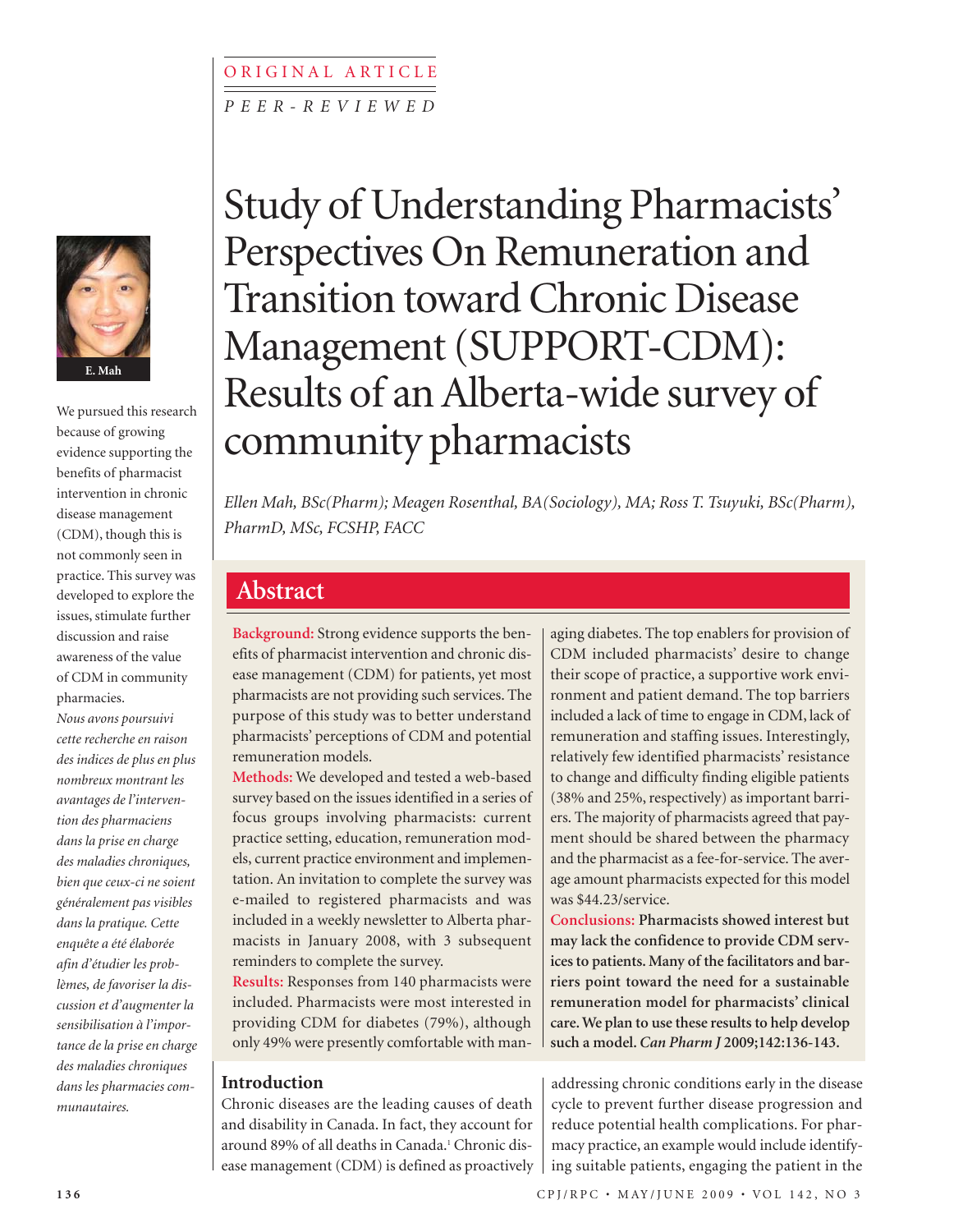ORIGINAL ARTICLE

*PEER-REVIEWED*

# Study of Understanding Pharmacists' Perspectives On Remuneration and Transition toward Chronic Disease Management (SUPPORT-CDM): Results of an Alberta-wide survey of community pharmacists

*Ellen Mah, BSc(Pharm); Meagen Rosenthal, BA(Sociology), MA; Ross T. Tsuyuki, BSc(Pharm), PharmD, MSc, FCSHP, FACC*

E. Mah

We pursued this research because of growing evidence supporting the benefits of pharmacist intervention in chronic disease management (CDM), though this is not commonly seen in practice. This survey was developed to explore the issues, stimulate further discussion and raise awareness of the value of CDM in community pharmacies.

*Nous avons poursuivi cette recherche en raison des indices de plus en plus nombreux montrant les avantages de l'intervention des pharmaciens dans la prise en charge des maladies chroniques, bien que ceux-ci ne soient généralement pas visibles dans la pratique. Cette enquête a été élaborée afin d'étudier les problèmes, de favoriser la discussion et d'augmenter la sensibilisation à l'importance de la prise en charge des maladies chroniques dans les pharmacies communautaires.*

## Abstract

**Background:** Strong evidence supports the benefits of pharmacist intervention and chronic disease management (CDM) for patients, yet most pharmacists are not providing such services. The purpose of this study was to better understand pharmacists' perceptions of CDM and potential remuneration models.

**Methods:** We developed and tested a web-based survey based on the issues identified in a series of focus groups involving pharmacists: current practice setting, education, remuneration models, current practice environment and implementation. An invitation to complete the survey was e-mailed to registered pharmacists and was included in a weekly newsletter to Alberta pharmacists in January 2008, with 3 subsequent reminders to complete the survey.

**Results:** Responses from 140 pharmacists were included. Pharmacists were most interested in providing CDM for diabetes (79%), although only 49% were presently comfortable with managing diabetes. The top enablers for provision of CDM included pharmacists' desire to change their scope of practice, a supportive work environment and patient demand. The top barriers included a lack of time to engage in CDM, lack of remuneration and staffing issues. Interestingly, relatively few identified pharmacists' resistance to change and difficulty finding eligible patients (38% and 25%, respectively) as important barriers. The majority of pharmacists agreed that payment should be shared between the pharmacy and the pharmacist as a fee-for-service. The average amount pharmacists expected for this model was $44.23/service.

**Conclusions: Pharmacists showed interest but may lack the confidence to provide CDM services to patients. Many of the facilitators and barriers point toward the need for a sustainable remuneration model for pharmacists' clinical care. We plan to use these results to help develop such a model. *Can Pharm J* 2009;142:136-143.**

## Introduction

Chronic diseases are the leading causes of death and disability in Canada. In fact, they account for around 89% of all deaths in Canada.[1] Chronic disease management (CDM) is defined as proactively addressing chronic conditions early in the disease cycle to prevent further disease progression and reduce potential health complications. For pharmacy practice, an example would include identifying suitable patients, engaging the patient in the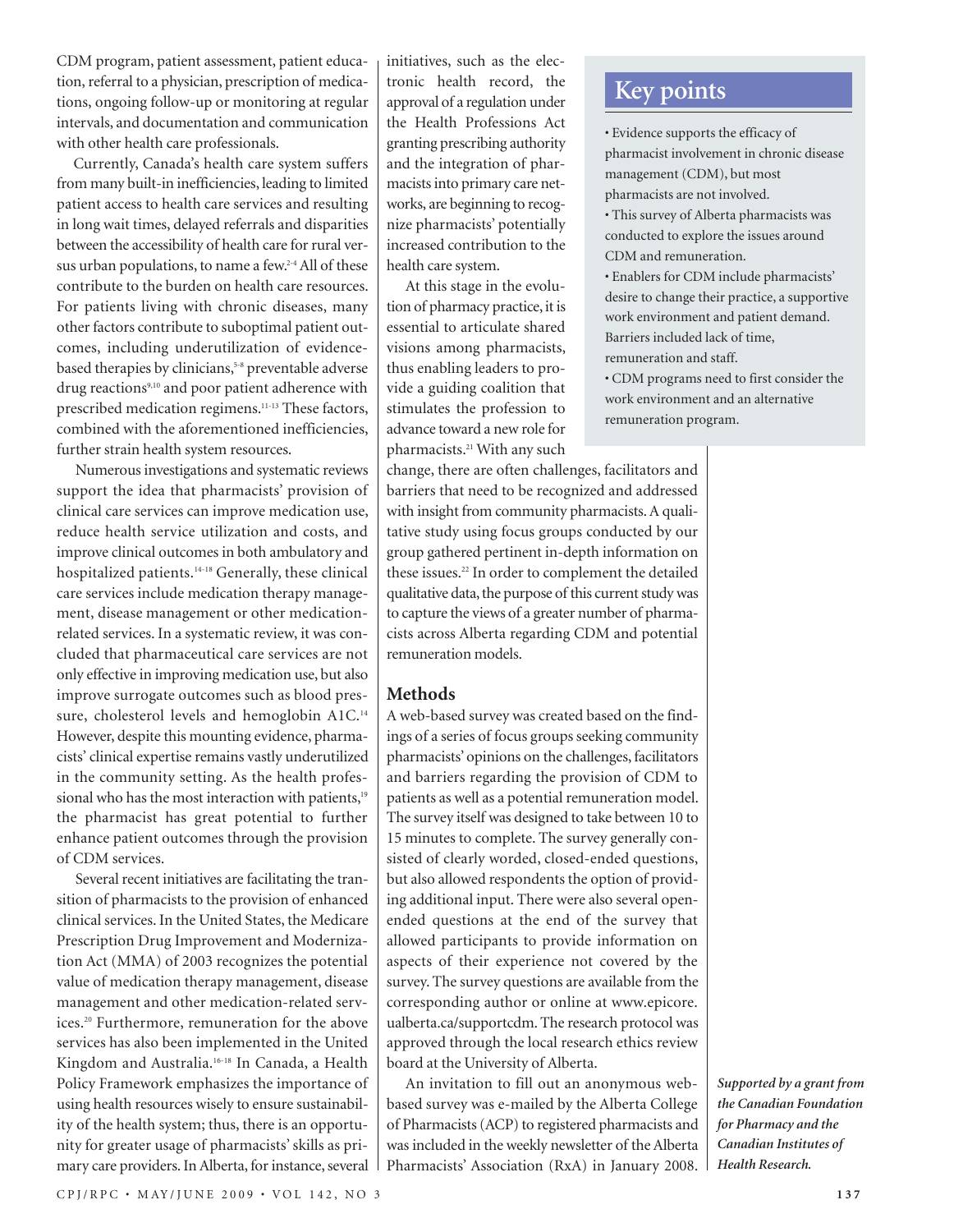CDM program, patient assessment, patient education, referral to a physician, prescription of medications, ongoing follow-up or monitoring at regular intervals, and documentation and communication with other health care professionals.

Currently, Canada's health care system suffers from many built-in inefficiencies, leading to limited patient access to health care services and resulting in long wait times, delayed referrals and disparities between the accessibility of health care for rural versus urban populations, to name a few.[2-4] All of these contribute to the burden on health care resources. For patients living with chronic diseases, many other factors contribute to suboptimal patient outcomes, including underutilization of evidence-based therapies by clinicians,[5-8] preventable adverse drug reactions[9,10] and poor patient adherence with prescribed medication regimens.[11-13] These factors, combined with the aforementioned inefficiencies, further strain health system resources.

Numerous investigations and systematic reviews support the idea that pharmacists' provision of clinical care services can improve medication use, reduce health service utilization and costs, and improve clinical outcomes in both ambulatory and hospitalized patients.[14-18] Generally, these clinical care services include medication therapy management, disease management or other medication-related services. In a systematic review, it was concluded that pharmaceutical care services are not only effective in improving medication use, but also improve surrogate outcomes such as blood pressure, cholesterol levels and hemoglobin A1C.[14] However, despite this mounting evidence, pharmacists' clinical expertise remains vastly underutilized in the community setting. As the health professional who has the most interaction with patients,[19] the pharmacist has great potential to further enhance patient outcomes through the provision of CDM services.

Several recent initiatives are facilitating the transition of pharmacists to the provision of enhanced clinical services. In the United States, the Medicare Prescription Drug Improvement and Modernization Act (MMA) of 2003 recognizes the potential value of medication therapy management, disease management and other medication-related services.[20] Furthermore, remuneration for the above services has also been implemented in the United Kingdom and Australia.[16-18] In Canada, a Health Policy Framework emphasizes the importance of using health resources wisely to ensure sustainability of the health system; thus, there is an opportunity for greater usage of pharmacists' skills as primary care providers. In Alberta, for instance, several initiatives, such as the electronic health record, the approval of a regulation under the Health Professions Act granting prescribing authority and the integration of pharmacists into primary care networks, are beginning to recognize pharmacists' potentially increased contribution to the health care system.

At this stage in the evolution of pharmacy practice, it is essential to articulate shared visions among pharmacists, thus enabling leaders to provide a guiding coalition that stimulates the profession to advance toward a new role for pharmacists.[21] With any such change, there are often challenges, facilitators and barriers that need to be recognized and addressed with insight from community pharmacists. A qualitative study using focus groups conducted by our group gathered pertinent in-depth information on these issues.[22] In order to complement the detailed qualitative data, the purpose of this current study was to capture the views of a greater number of pharmacists across Alberta regarding CDM and potential remuneration models.

## Key points

- Evidence supports the efficacy of pharmacist involvement in chronic disease management (CDM), but most pharmacists are not involved.
- This survey of Alberta pharmacists was conducted to explore the issues around CDM and remuneration.
- Enablers for CDM include pharmacists' desire to change their practice, a supportive work environment and patient demand. Barriers included lack of time, remuneration and staff.
- CDM programs need to first consider the work environment and an alternative remuneration program.

## Methods

A web-based survey was created based on the findings of a series of focus groups seeking community pharmacists' opinions on the challenges, facilitators and barriers regarding the provision of CDM to patients as well as a potential remuneration model. The survey itself was designed to take between 10 to 15 minutes to complete. The survey generally consisted of clearly worded, closed-ended questions, but also allowed respondents the option of providing additional input. There were also several open-ended questions at the end of the survey that allowed participants to provide information on aspects of their experience not covered by the survey. The survey questions are available from the corresponding author or online at www.epicore.ualberta.ca/supportcdm. The research protocol was approved through the local research ethics review board at the University of Alberta.

An invitation to fill out an anonymous web-based survey was e-mailed by the Alberta College of Pharmacists (ACP) to registered pharmacists and was included in the weekly newsletter of the Alberta Pharmacists' Association (RxA) in January 2008.

*Supported by a grant from the Canadian Foundation for Pharmacy and the Canadian Institutes of Health Research.*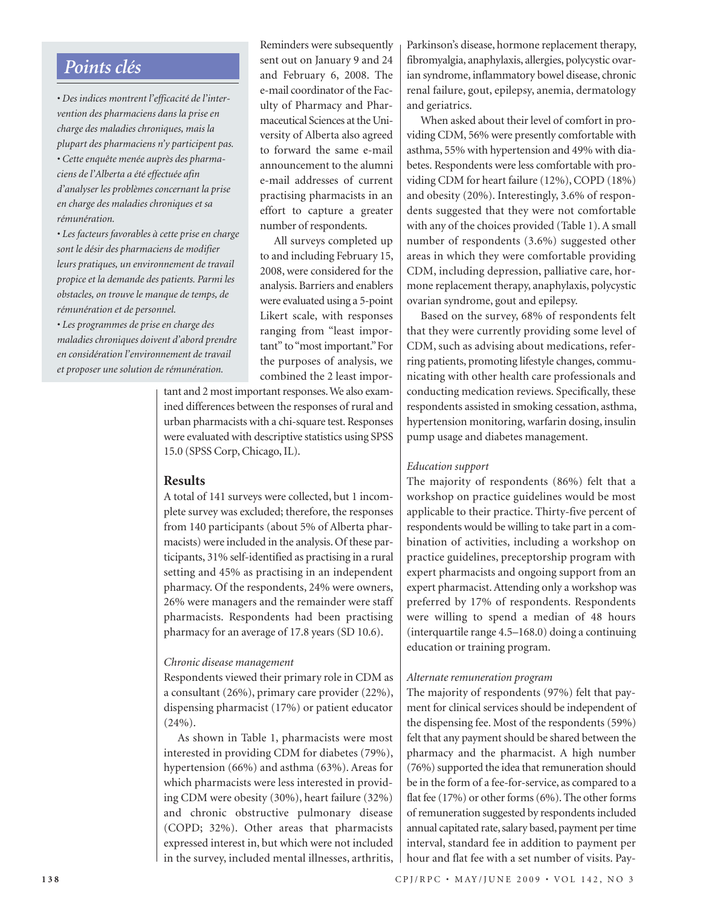## Points clés

- Des indices montrent l'efficacité de l'intervention des pharmaciens dans la prise en charge des maladies chroniques, mais la plupart des pharmaciens n'y participent pas.
- Cette enquête menée auprès des pharmaciens de l'Alberta a été effectuée afin d'analyser les problèmes concernant la prise en charge des maladies chroniques et sa rémunération.
- Les facteurs favorables à cette prise en charge sont le désir des pharmaciens de modifier leurs pratiques, un environnement de travail propice et la demande des patients. Parmi les obstacles, on trouve le manque de temps, de rémunération et de personnel.
- Les programmes de prise en charge des maladies chroniques doivent d'abord prendre en considération l'environnement de travail et proposer une solution de rémunération.

Reminders were subsequently sent out on January 9 and 24 and February 6, 2008. The e-mail coordinator of the Faculty of Pharmacy and Pharmaceutical Sciences at the University of Alberta also agreed to forward the same e-mail announcement to the alumni e-mail addresses of current practising pharmacists in an effort to capture a greater number of respondents.

All surveys completed up to and including February 15, 2008, were considered for the analysis. Barriers and enablers were evaluated using a 5-point Likert scale, with responses ranging from "least important" to "most important." For the purposes of analysis, we combined the 2 least important and 2 most important responses. We also examined differences between the responses of rural and urban pharmacists with a chi-square test. Responses were evaluated with descriptive statistics using SPSS 15.0 (SPSS Corp, Chicago, IL).

## Results

A total of 141 surveys were collected, but 1 incomplete survey was excluded; therefore, the responses from 140 participants (about 5% of Alberta pharmacists) were included in the analysis. Of these participants, 31% self-identified as practising in a rural setting and 45% as practising in an independent pharmacy. Of the respondents, 24% were owners, 26% were managers and the remainder were staff pharmacists. Respondents had been practising pharmacy for an average of 17.8 years (SD 10.6).

### *Chronic disease management*

Respondents viewed their primary role in CDM as a consultant (26%), primary care provider (22%), dispensing pharmacist (17%) or patient educator (24%).

As shown in Table 1, pharmacists were most interested in providing CDM for diabetes (79%), hypertension (66%) and asthma (63%). Areas for which pharmacists were less interested in providing CDM were obesity (30%), heart failure (32%) and chronic obstructive pulmonary disease (COPD; 32%). Other areas that pharmacists expressed interest in, but which were not included in the survey, included mental illnesses, arthritis, Parkinson's disease, hormone replacement therapy, fibromyalgia, anaphylaxis, allergies, polycystic ovarian syndrome, inflammatory bowel disease, chronic renal failure, gout, epilepsy, anemia, dermatology and geriatrics.

When asked about their level of comfort in providing CDM, 56% were presently comfortable with asthma, 55% with hypertension and 49% with diabetes. Respondents were less comfortable with providing CDM for heart failure (12%), COPD (18%) and obesity (20%). Interestingly, 3.6% of respondents suggested that they were not comfortable with any of the choices provided (Table 1). A small number of respondents (3.6%) suggested other areas in which they were comfortable providing CDM, including depression, palliative care, hormone replacement therapy, anaphylaxis, polycystic ovarian syndrome, gout and epilepsy.

Based on the survey, 68% of respondents felt that they were currently providing some level of CDM, such as advising about medications, referring patients, promoting lifestyle changes, communicating with other health care professionals and conducting medication reviews. Specifically, these respondents assisted in smoking cessation, asthma, hypertension monitoring, warfarin dosing, insulin pump usage and diabetes management.

### *Education support*

The majority of respondents (86%) felt that a workshop on practice guidelines would be most applicable to their practice. Thirty-five percent of respondents would be willing to take part in a combination of activities, including a workshop on practice guidelines, preceptorship program with expert pharmacists and ongoing support from an expert pharmacist. Attending only a workshop was preferred by 17% of respondents. Respondents were willing to spend a median of 48 hours (interquartile range 4.5–168.0) doing a continuing education or training program.

### *Alternate remuneration program*

The majority of respondents (97%) felt that payment for clinical services should be independent of the dispensing fee. Most of the respondents (59%) felt that any payment should be shared between the pharmacy and the pharmacist. A high number (76%) supported the idea that remuneration should be in the form of a fee-for-service, as compared to a flat fee (17%) or other forms (6%). The other forms of remuneration suggested by respondents included annual capitated rate, salary based, payment per time interval, standard fee in addition to payment per hour and flat fee with a set number of visits. Pay-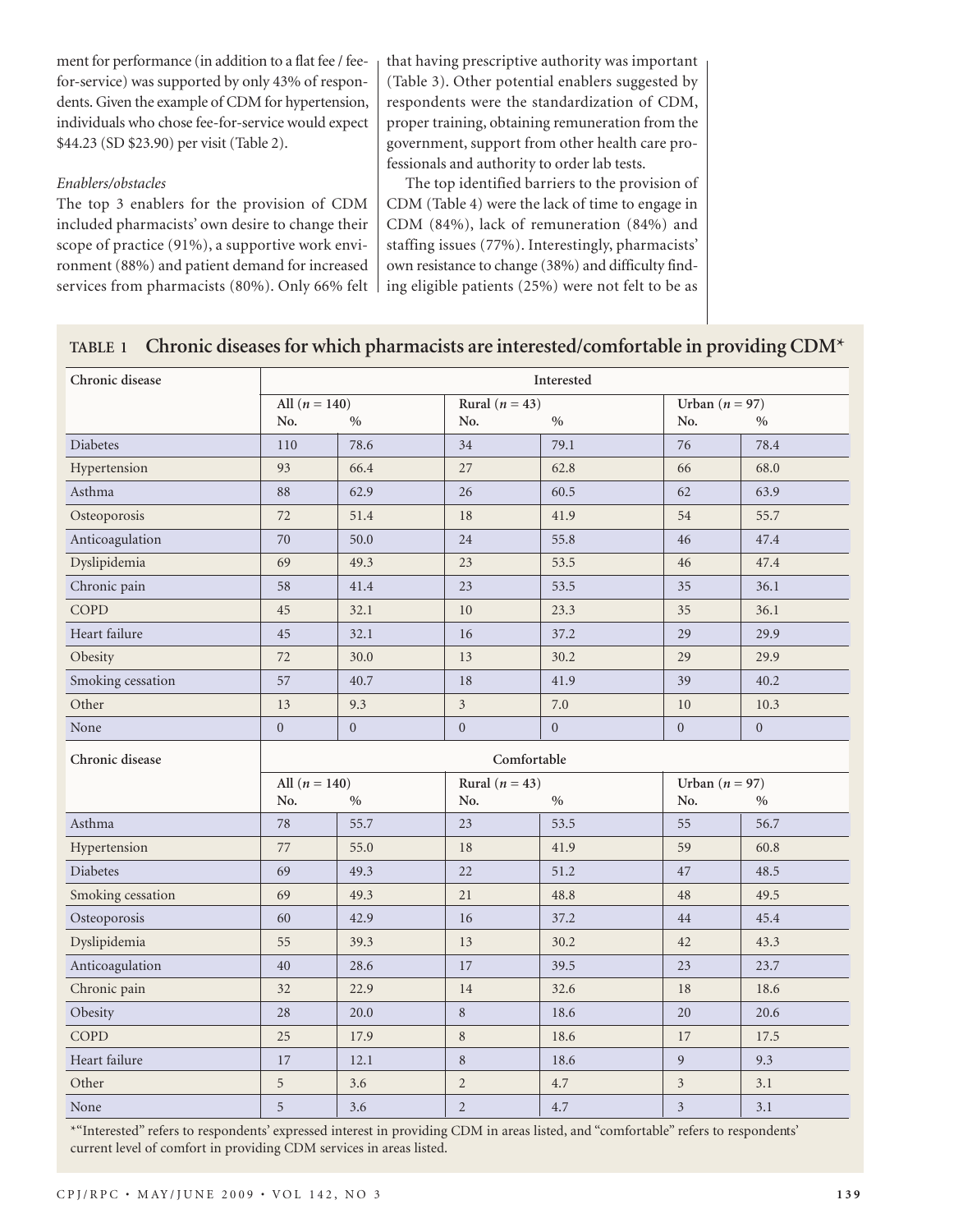ment for performance (in addition to a flat fee / fee-for-service) was supported by only 43% of respondents. Given the example of CDM for hypertension, individuals who chose fee-for-service would expect \$44.23 (SD \$23.90) per visit (Table 2).

*Enablers/obstacles*

The top 3 enablers for the provision of CDM included pharmacists' own desire to change their scope of practice (91%), a supportive work environment (88%) and patient demand for increased services from pharmacists (80%). Only 66% felt that having prescriptive authority was important (Table 3). Other potential enablers suggested by respondents were the standardization of CDM, proper training, obtaining remuneration from the government, support from other health care professionals and authority to order lab tests.

The top identified barriers to the provision of CDM (Table 4) were the lack of time to engage in CDM (84%), lack of remuneration (84%) and staffing issues (77%). Interestingly, pharmacists' own resistance to change (38%) and difficulty finding eligible patients (25%) were not felt to be as

**TABLE 1 Chronic diseases for which pharmacists are interested/comfortable in providing CDM***

| Chronic disease | Interested | | | | | |
|---|---|---|---|---|---|---|
| | All ($n$ = 140) | | Rural ($n$ = 43) | | Urban ($n$ = 97) | |
| | No. | % | No. | % | No. | % |
| Diabetes | 110 | 78.6 | 34 | 79.1 | 76 | 78.4 |
| Hypertension | 93 | 66.4 | 27 | 62.8 | 66 | 68.0 |
| Asthma | 88 | 62.9 | 26 | 60.5 | 62 | 63.9 |
| Osteoporosis | 72 | 51.4 | 18 | 41.9 | 54 | 55.7 |
| Anticoagulation | 70 | 50.0 | 24 | 55.8 | 46 | 47.4 |
| Dyslipidemia | 69 | 49.3 | 23 | 53.5 | 46 | 47.4 |
| Chronic pain | 58 | 41.4 | 23 | 53.5 | 35 | 36.1 |
| COPD | 45 | 32.1 | 10 | 23.3 | 35 | 36.1 |
| Heart failure | 45 | 32.1 | 16 | 37.2 | 29 | 29.9 |
| Obesity | 72 | 30.0 | 13 | 30.2 | 29 | 29.9 |
| Smoking cessation | 57 | 40.7 | 18 | 41.9 | 39 | 40.2 |
| Other | 13 | 9.3 | 3 | 7.0 | 10 | 10.3 |
| None | 0 | 0 | 0 | 0 | 0 | 0 |

| Chronic disease | Comfortable | | | | | |
|---|---|---|---|---|---|---|
| | All ($n$ = 140) | | Rural ($n$ = 43) | | Urban ($n$ = 97) | |
| | No. | % | No. | % | No. | % |
| Asthma | 78 | 55.7 | 23 | 53.5 | 55 | 56.7 |
| Hypertension | 77 | 55.0 | 18 | 41.9 | 59 | 60.8 |
| Diabetes | 69 | 49.3 | 22 | 51.2 | 47 | 48.5 |
| Smoking cessation | 69 | 49.3 | 21 | 48.8 | 48 | 49.5 |
| Osteoporosis | 60 | 42.9 | 16 | 37.2 | 44 | 45.4 |
| Dyslipidemia | 55 | 39.3 | 13 | 30.2 | 42 | 43.3 |
| Anticoagulation | 40 | 28.6 | 17 | 39.5 | 23 | 23.7 |
| Chronic pain | 32 | 22.9 | 14 | 32.6 | 18 | 18.6 |
| Obesity | 28 | 20.0 | 8 | 18.6 | 20 | 20.6 |
| COPD | 25 | 17.9 | 8 | 18.6 | 17 | 17.5 |
| Heart failure | 17 | 12.1 | 8 | 18.6 | 9 | 9.3 |
| Other | 5 | 3.6 | 2 | 4.7 | 3 | 3.1 |
| None | 5 | 3.6 | 2 | 4.7 | 3 | 3.1 |

*"Interested" refers to respondents' expressed interest in providing CDM in areas listed, and "comfortable" refers to respondents' current level of comfort in providing CDM services in areas listed.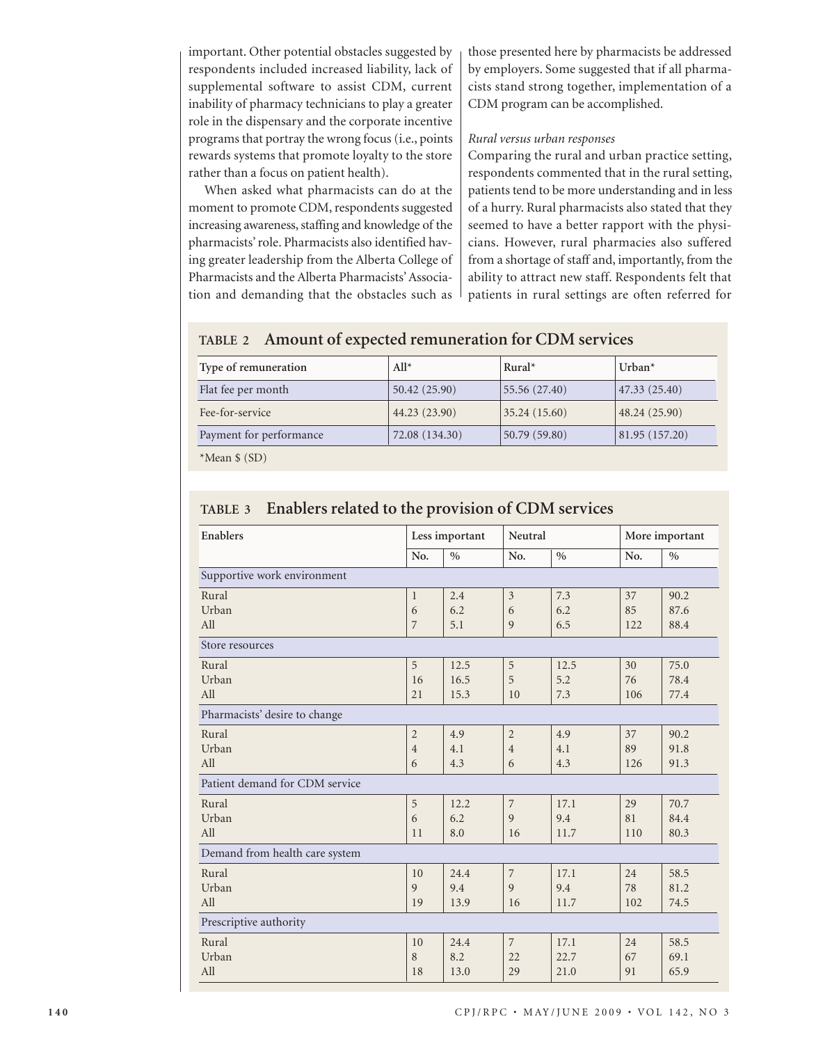important. Other potential obstacles suggested by respondents included increased liability, lack of supplemental software to assist CDM, current inability of pharmacy technicians to play a greater role in the dispensary and the corporate incentive programs that portray the wrong focus (i.e., points rewards systems that promote loyalty to the store rather than a focus on patient health).

When asked what pharmacists can do at the moment to promote CDM, respondents suggested increasing awareness, staffing and knowledge of the pharmacists' role. Pharmacists also identified having greater leadership from the Alberta College of Pharmacists and the Alberta Pharmacists' Association and demanding that the obstacles such as those presented here by pharmacists be addressed by employers. Some suggested that if all pharmacists stand strong together, implementation of a CDM program can be accomplished.

*Rural versus urban responses*

Comparing the rural and urban practice setting, respondents commented that in the rural setting, patients tend to be more understanding and in less of a hurry. Rural pharmacists also stated that they seemed to have a better rapport with the physicians. However, rural pharmacies also suffered from a shortage of staff and, importantly, from the ability to attract new staff. Respondents felt that patients in rural settings are often referred for

**TABLE 2 Amount of expected remuneration for CDM services**

| Type of remuneration | All* | Rural* | Urban* |
|---|---|---|---|
| Flat fee per month | 50.42 (25.90) | 55.56 (27.40) | 47.33 (25.40) |
| Fee-for-service | 44.23 (23.90) | 35.24 (15.60) | 48.24 (25.90) |
| Payment for performance | 72.08 (134.30) | 50.79 (59.80) | 81.95 (157.20) |

*Mean $ (SD)

**TABLE 3 Enablers related to the provision of CDM services**

| Enablers | Less important | | Neutral | | More important | |
|---|---|---|---|---|---|---|
| | No. | % | No. | % | No. | % |
| Supportive work environment | | | | | | |
| Rural | 1 | 2.4 | 3 | 7.3 | 37 | 90.2 |
| Urban | 6 | 6.2 | 6 | 6.2 | 85 | 87.6 |
| All | 7 | 5.1 | 9 | 6.5 | 122 | 88.4 |
| Store resources | | | | | | |
| Rural | 5 | 12.5 | 5 | 12.5 | 30 | 75.0 |
| Urban | 16 | 16.5 | 5 | 5.2 | 76 | 78.4 |
| All | 21 | 15.3 | 10 | 7.3 | 106 | 77.4 |
| Pharmacists' desire to change | | | | | | |
| Rural | 2 | 4.9 | 2 | 4.9 | 37 | 90.2 |
| Urban | 4 | 4.1 | 4 | 4.1 | 89 | 91.8 |
| All | 6 | 4.3 | 6 | 4.3 | 126 | 91.3 |
| Patient demand for CDM service | | | | | | |
| Rural | 5 | 12.2 | 7 | 17.1 | 29 | 70.7 |
| Urban | 6 | 6.2 | 9 | 9.4 | 81 | 84.4 |
| All | 11 | 8.0 | 16 | 11.7 | 110 | 80.3 |
| Demand from health care system | | | | | | |
| Rural | 10 | 24.4 | 7 | 17.1 | 24 | 58.5 |
| Urban | 9 | 9.4 | 9 | 9.4 | 78 | 81.2 |
| All | 19 | 13.9 | 16 | 11.7 | 102 | 74.5 |
| Prescriptive authority | | | | | | |
| Rural | 10 | 24.4 | 7 | 17.1 | 24 | 58.5 |
| Urban | 8 | 8.2 | 22 | 22.7 | 67 | 69.1 |
| All | 18 | 13.0 | 29 | 21.0 | 91 | 65.9 |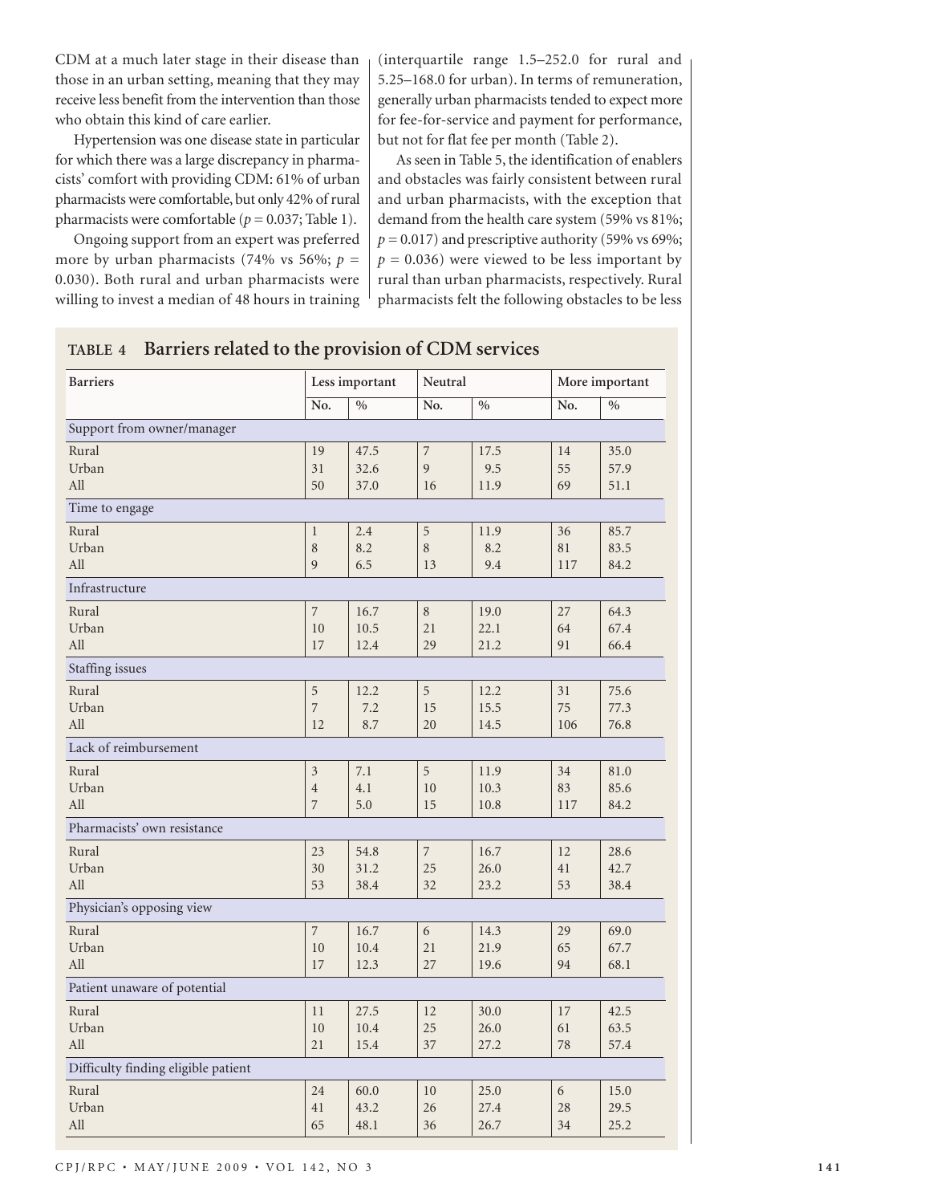CDM at a much later stage in their disease than those in an urban setting, meaning that they may receive less benefit from the intervention than those who obtain this kind of care earlier.

Hypertension was one disease state in particular for which there was a large discrepancy in pharmacists' comfort with providing CDM: 61% of urban pharmacists were comfortable, but only 42% of rural pharmacists were comfortable ($p = 0.037$; Table 1).

Ongoing support from an expert was preferred more by urban pharmacists (74% vs 56%; $p = 0.030$). Both rural and urban pharmacists were willing to invest a median of 48 hours in training (interquartile range 1.5–252.0 for rural and 5.25–168.0 for urban). In terms of remuneration, generally urban pharmacists tended to expect more for fee-for-service and payment for performance, but not for flat fee per month (Table 2).

As seen in Table 5, the identification of enablers and obstacles was fairly consistent between rural and urban pharmacists, with the exception that demand from the health care system (59% vs 81%; $p = 0.017$) and prescriptive authority (59% vs 69%; $p = 0.036$) were viewed to be less important by rural than urban pharmacists, respectively. Rural pharmacists felt the following obstacles to be less

**TABLE 4 Barriers related to the provision of CDM services**

| Barriers | Less important | | Neutral | | More important | |
|---|---|---|---|---|---|---|
| | No. | % | No. | % | No. | % |
| **Support from owner/manager** | | | | | | |
| Rural | 19 | 47.5 | 7 | 17.5 | 14 | 35.0 |
| Urban | 31 | 32.6 | 9 | 9.5 | 55 | 57.9 |
| All | 50 | 37.0 | 16 | 11.9 | 69 | 51.1 |
| **Time to engage** | | | | | | |
| Rural | 1 | 2.4 | 5 | 11.9 | 36 | 85.7 |
| Urban | 8 | 8.2 | 8 | 8.2 | 81 | 83.5 |
| All | 9 | 6.5 | 13 | 9.4 | 117 | 84.2 |
| **Infrastructure** | | | | | | |
| Rural | 7 | 16.7 | 8 | 19.0 | 27 | 64.3 |
| Urban | 10 | 10.5 | 21 | 22.1 | 64 | 67.4 |
| All | 17 | 12.4 | 29 | 21.2 | 91 | 66.4 |
| **Staffing issues** | | | | | | |
| Rural | 5 | 12.2 | 5 | 12.2 | 31 | 75.6 |
| Urban | 7 | 7.2 | 15 | 15.5 | 75 | 77.3 |
| All | 12 | 8.7 | 20 | 14.5 | 106 | 76.8 |
| **Lack of reimbursement** | | | | | | |
| Rural | 3 | 7.1 | 5 | 11.9 | 34 | 81.0 |
| Urban | 4 | 4.1 | 10 | 10.3 | 83 | 85.6 |
| All | 7 | 5.0 | 15 | 10.8 | 117 | 84.2 |
| **Pharmacists' own resistance** | | | | | | |
| Rural | 23 | 54.8 | 7 | 16.7 | 12 | 28.6 |
| Urban | 30 | 31.2 | 25 | 26.0 | 41 | 42.7 |
| All | 53 | 38.4 | 32 | 23.2 | 53 | 38.4 |
| **Physician's opposing view** | | | | | | |
| Rural | 7 | 16.7 | 6 | 14.3 | 29 | 69.0 |
| Urban | 10 | 10.4 | 21 | 21.9 | 65 | 67.7 |
| All | 17 | 12.3 | 27 | 19.6 | 94 | 68.1 |
| **Patient unaware of potential** | | | | | | |
| Rural | 11 | 27.5 | 12 | 30.0 | 17 | 42.5 |
| Urban | 10 | 10.4 | 25 | 26.0 | 61 | 63.5 |
| All | 21 | 15.4 | 37 | 27.2 | 78 | 57.4 |
| **Difficulty finding eligible patient** | | | | | | |
| Rural | 24 | 60.0 | 10 | 25.0 | 6 | 15.0 |
| Urban | 41 | 43.2 | 26 | 27.4 | 28 | 29.5 |
| All | 65 | 48.1 | 36 | 26.7 | 34 | 25.2 |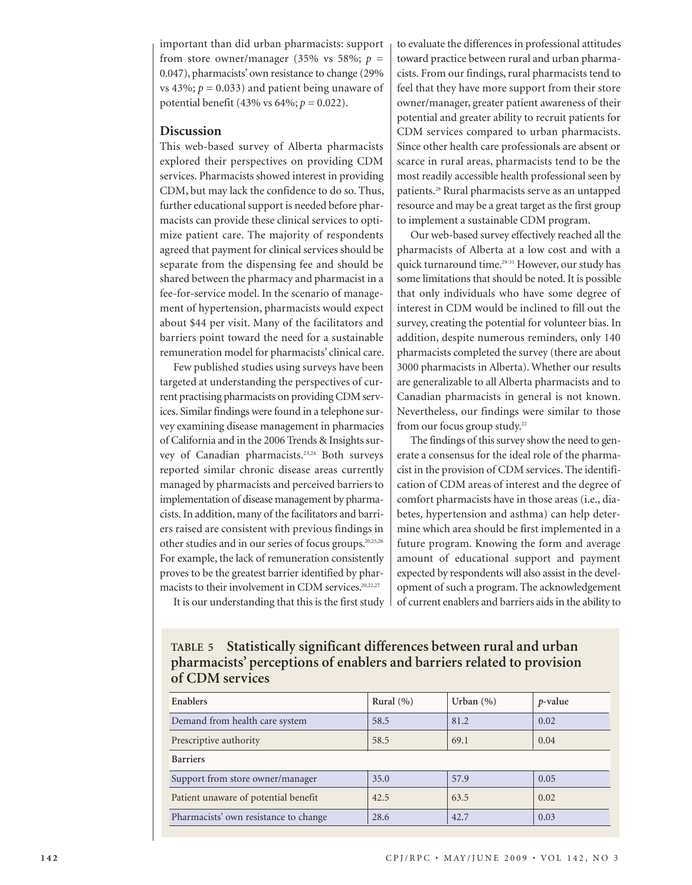important than did urban pharmacists: support from store owner/manager (35% vs 58%; $p = 0.047$), pharmacists' own resistance to change (29% vs 43%; $p = 0.033$) and patient being unaware of potential benefit (43% vs 64%; $p = 0.022$).

## Discussion

This web-based survey of Alberta pharmacists explored their perspectives on providing CDM services. Pharmacists showed interest in providing CDM, but may lack the confidence to do so. Thus, further educational support is needed before pharmacists can provide these clinical services to optimize patient care. The majority of respondents agreed that payment for clinical services should be separate from the dispensing fee and should be shared between the pharmacy and pharmacist in a fee-for-service model. In the scenario of management of hypertension, pharmacists would expect about $44 per visit. Many of the facilitators and barriers point toward the need for a sustainable remuneration model for pharmacists' clinical care.

Few published studies using surveys have been targeted at understanding the perspectives of current practising pharmacists on providing CDM services. Similar findings were found in a telephone survey examining disease management in pharmacies of California and in the 2006 Trends & Insights survey of Canadian pharmacists.[23,24] Both surveys reported similar chronic disease areas currently managed by pharmacists and perceived barriers to implementation of disease management by pharmacists. In addition, many of the facilitators and barriers raised are consistent with previous findings in other studies and in our series of focus groups.[20,25,26] For example, the lack of remuneration consistently proves to be the greatest barrier identified by pharmacists to their involvement in CDM services.[20,22,27]

It is our understanding that this is the first study to evaluate the differences in professional attitudes toward practice between rural and urban pharmacists. From our findings, rural pharmacists tend to feel that they have more support from their store owner/manager, greater patient awareness of their potential and greater ability to recruit patients for CDM services compared to urban pharmacists. Since other health care professionals are absent or scarce in rural areas, pharmacists tend to be the most readily accessible health professional seen by patients.[28] Rural pharmacists serve as an untapped resource and may be a great target as the first group to implement a sustainable CDM program.

Our web-based survey effectively reached all the pharmacists of Alberta at a low cost and with a quick turnaround time.[29-31] However, our study has some limitations that should be noted. It is possible that only individuals who have some degree of interest in CDM would be inclined to fill out the survey, creating the potential for volunteer bias. In addition, despite numerous reminders, only 140 pharmacists completed the survey (there are about 3000 pharmacists in Alberta). Whether our results are generalizable to all Alberta pharmacists and to Canadian pharmacists in general is not known. Nevertheless, our findings were similar to those from our focus group study.[22]

The findings of this survey show the need to generate a consensus for the ideal role of the pharmacist in the provision of CDM services. The identification of CDM areas of interest and the degree of comfort pharmacists have in those areas (i.e., diabetes, hypertension and asthma) can help determine which area should be first implemented in a future program. Knowing the form and average amount of educational support and payment expected by respondents will also assist in the development of such a program. The acknowledgement of current enablers and barriers aids in the ability to

**TABLE 5 Statistically significant differences between rural and urban pharmacists' perceptions of enablers and barriers related to provision of CDM services**

| Enablers | Rural (%) | Urban (%) | *p*-value |
|---|---|---|---|
| Demand from health care system | 58.5 | 81.2 | 0.02 |
| Prescriptive authority | 58.5 | 69.1 | 0.04 |
| **Barriers** | | | |
| Support from store owner/manager | 35.0 | 57.9 | 0.05 |
| Patient unaware of potential benefit | 42.5 | 63.5 | 0.02 |
| Pharmacists' own resistance to change | 28.6 | 42.7 | 0.03 |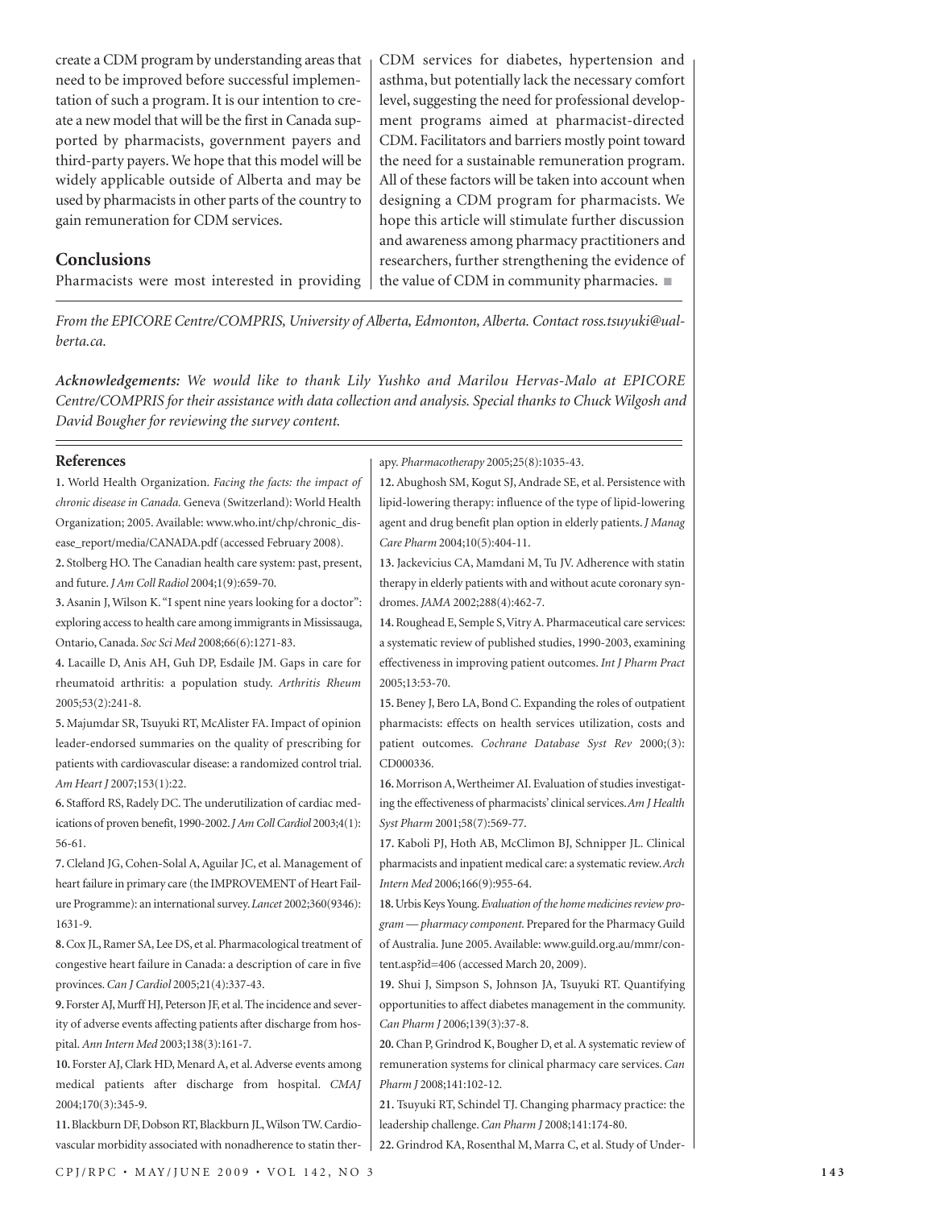create a CDM program by understanding areas that need to be improved before successful implementation of such a program. It is our intention to create a new model that will be the first in Canada supported by pharmacists, government payers and third-party payers. We hope that this model will be widely applicable outside of Alberta and may be used by pharmacists in other parts of the country to gain remuneration for CDM services.

## Conclusions

Pharmacists were most interested in providing CDM services for diabetes, hypertension and asthma, but potentially lack the necessary comfort level, suggesting the need for professional development programs aimed at pharmacist-directed CDM. Facilitators and barriers mostly point toward the need for a sustainable remuneration program. All of these factors will be taken into account when designing a CDM program for pharmacists. We hope this article will stimulate further discussion and awareness among pharmacy practitioners and researchers, further strengthening the evidence of the value of CDM in community pharmacies. ■

*From the EPICORE Centre/COMPRIS, University of Alberta, Edmonton, Alberta. Contact ross.tsuyuki@ualberta.ca.*

***Acknowledgements:*** *We would like to thank Lily Yushko and Marilou Hervas-Malo at EPICORE Centre/COMPRIS for their assistance with data collection and analysis. Special thanks to Chuck Wilgosh and David Bougher for reviewing the survey content.*

## References

**1.** World Health Organization. *Facing the facts: the impact of chronic disease in Canada.* Geneva (Switzerland): World Health Organization; 2005. Available: www.who.int/chp/chronic_disease_report/media/CANADA.pdf (accessed February 2008).

**2.** Stolberg HO. The Canadian health care system: past, present, and future. *J Am Coll Radiol* 2004;1(9):659-70.

**3.** Asanin J, Wilson K. "I spent nine years looking for a doctor": exploring access to health care among immigrants in Mississauga, Ontario, Canada. *Soc Sci Med* 2008;66(6):1271-83.

**4.** Lacaille D, Anis AH, Guh DP, Esdaile JM. Gaps in care for rheumatoid arthritis: a population study. *Arthritis Rheum* 2005;53(2):241-8.

**5.** Majumdar SR, Tsuyuki RT, McAlister FA. Impact of opinion leader-endorsed summaries on the quality of prescribing for patients with cardiovascular disease: a randomized control trial. *Am Heart J* 2007;153(1):22.

**6.** Stafford RS, Radely DC. The underutilization of cardiac medications of proven benefit, 1990-2002. *J Am Coll Cardiol* 2003;4(1): 56-61.

**7.** Cleland JG, Cohen-Solal A, Aguilar JC, et al. Management of heart failure in primary care (the IMPROVEMENT of Heart Failure Programme): an international survey. *Lancet* 2002;360(9346): 1631-9.

**8.** Cox JL, Ramer SA, Lee DS, et al. Pharmacological treatment of congestive heart failure in Canada: a description of care in five provinces. *Can J Cardiol* 2005;21(4):337-43.

**9.** Forster AJ, Murff HJ, Peterson JF, et al. The incidence and severity of adverse events affecting patients after discharge from hospital. *Ann Intern Med* 2003;138(3):161-7.

**10.** Forster AJ, Clark HD, Menard A, et al. Adverse events among medical patients after discharge from hospital. *CMAJ* 2004;170(3):345-9.

**11.** Blackburn DF, Dobson RT, Blackburn JL, Wilson TW. Cardiovascular morbidity associated with nonadherence to statin therapy. *Pharmacotherapy* 2005;25(8):1035-43.

**12.** Abughosh SM, Kogut SJ, Andrade SE, et al. Persistence with lipid-lowering therapy: influence of the type of lipid-lowering agent and drug benefit plan option in elderly patients. *J Manag Care Pharm* 2004;10(5):404-11.

**13.** Jackevicius CA, Mamdani M, Tu JV. Adherence with statin therapy in elderly patients with and without acute coronary syndromes. *JAMA* 2002;288(4):462-7.

**14.** Roughead E, Semple S, Vitry A. Pharmaceutical care services: a systematic review of published studies, 1990-2003, examining effectiveness in improving patient outcomes. *Int J Pharm Pract* 2005;13:53-70.

**15.** Beney J, Bero LA, Bond C. Expanding the roles of outpatient pharmacists: effects on health services utilization, costs and patient outcomes. *Cochrane Database Syst Rev* 2000;(3): CD000336.

**16.** Morrison A, Wertheimer AI. Evaluation of studies investigating the effectiveness of pharmacists' clinical services. *Am J Health Syst Pharm* 2001;58(7):569-77.

**17.** Kaboli PJ, Hoth AB, McClimon BJ, Schnipper JL. Clinical pharmacists and inpatient medical care: a systematic review. *Arch Intern Med* 2006;166(9):955-64.

**18.** Urbis Keys Young. *Evaluation of the home medicines review program — pharmacy component.* Prepared for the Pharmacy Guild of Australia. June 2005. Available: www.guild.org.au/mmr/content.asp?id=406 (accessed March 20, 2009).

**19.** Shui J, Simpson S, Johnson JA, Tsuyuki RT. Quantifying opportunities to affect diabetes management in the community. *Can Pharm J* 2006;139(3):37-8.

**20.** Chan P, Grindrod K, Bougher D, et al. A systematic review of remuneration systems for clinical pharmacy care services. *Can Pharm J* 2008;141:102-12.

**21.** Tsuyuki RT, Schindel TJ. Changing pharmacy practice: the leadership challenge. *Can Pharm J* 2008;141:174-80.

**22.** Grindrod KA, Rosenthal M, Marra C, et al. Study of Under-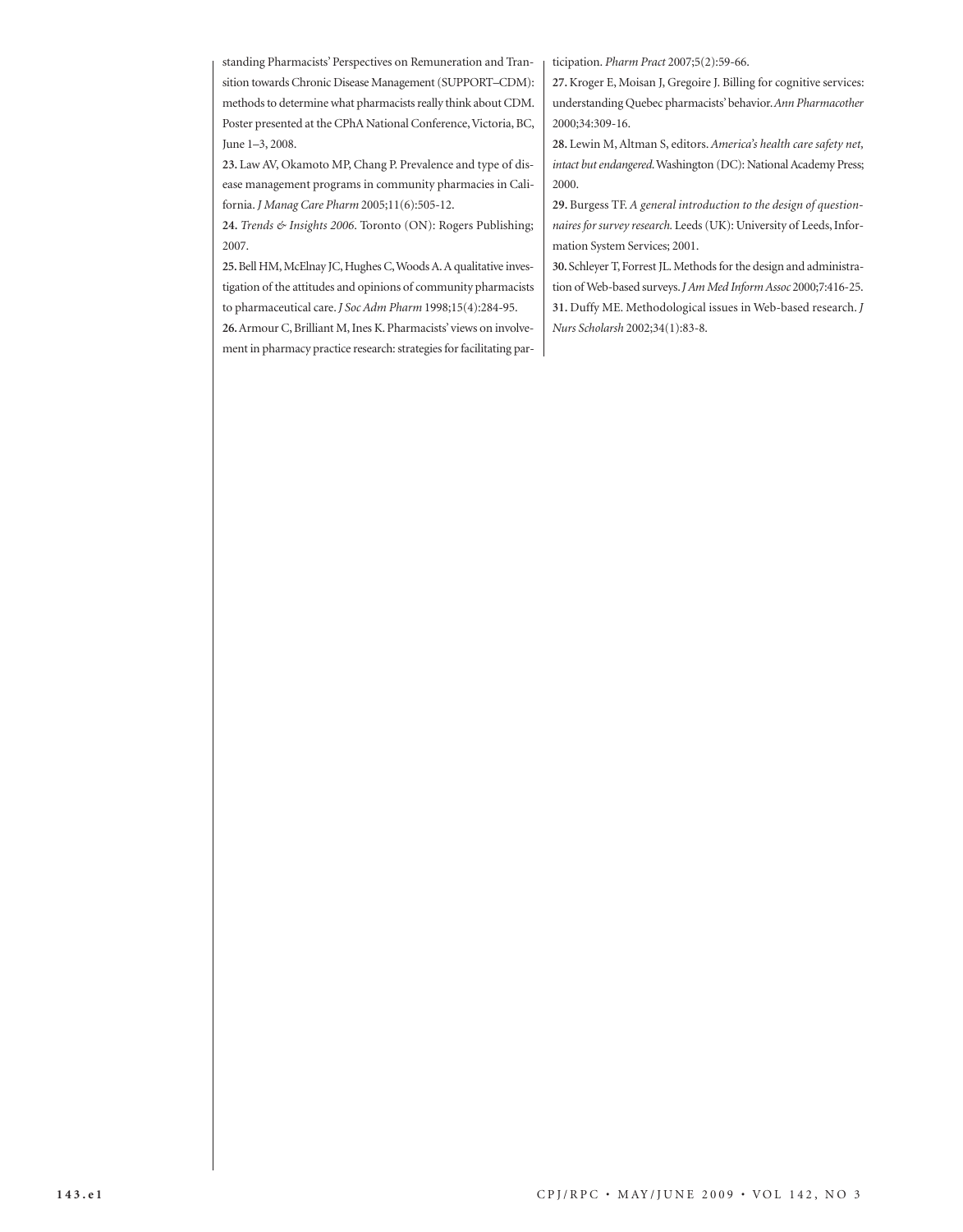standing Pharmacists' Perspectives on Remuneration and Transition towards Chronic Disease Management (SUPPORT–CDM): methods to determine what pharmacists really think about CDM. Poster presented at the CPhA National Conference, Victoria, BC, June 1–3, 2008.

**23.** Law AV, Okamoto MP, Chang P. Prevalence and type of disease management programs in community pharmacies in California. *J Manag Care Pharm* 2005;11(6):505-12.

**24.** *Trends & Insights 2006*. Toronto (ON): Rogers Publishing; 2007.

**25.** Bell HM, McElnay JC, Hughes C, Woods A. A qualitative investigation of the attitudes and opinions of community pharmacists to pharmaceutical care. *J Soc Adm Pharm* 1998;15(4):284-95.

**26.** Armour C, Brilliant M, Ines K. Pharmacists' views on involvement in pharmacy practice research: strategies for facilitating participation. *Pharm Pract* 2007;5(2):59-66.

**27.** Kroger E, Moisan J, Gregoire J. Billing for cognitive services: understanding Quebec pharmacists' behavior. *Ann Pharmacother* 2000;34:309-16.

**28.** Lewin M, Altman S, editors. *America's health care safety net, intact but endangered.* Washington (DC): National Academy Press; 2000.

**29.** Burgess TF. *A general introduction to the design of questionnaires for survey research.* Leeds (UK): University of Leeds, Information System Services; 2001.

**30.** Schleyer T, Forrest JL. Methods for the design and administration of Web-based surveys. *J Am Med Inform Assoc* 2000;7:416-25.

**31.** Duffy ME. Methodological issues in Web-based research. *J Nurs Scholarsh* 2002;34(1):83-8.